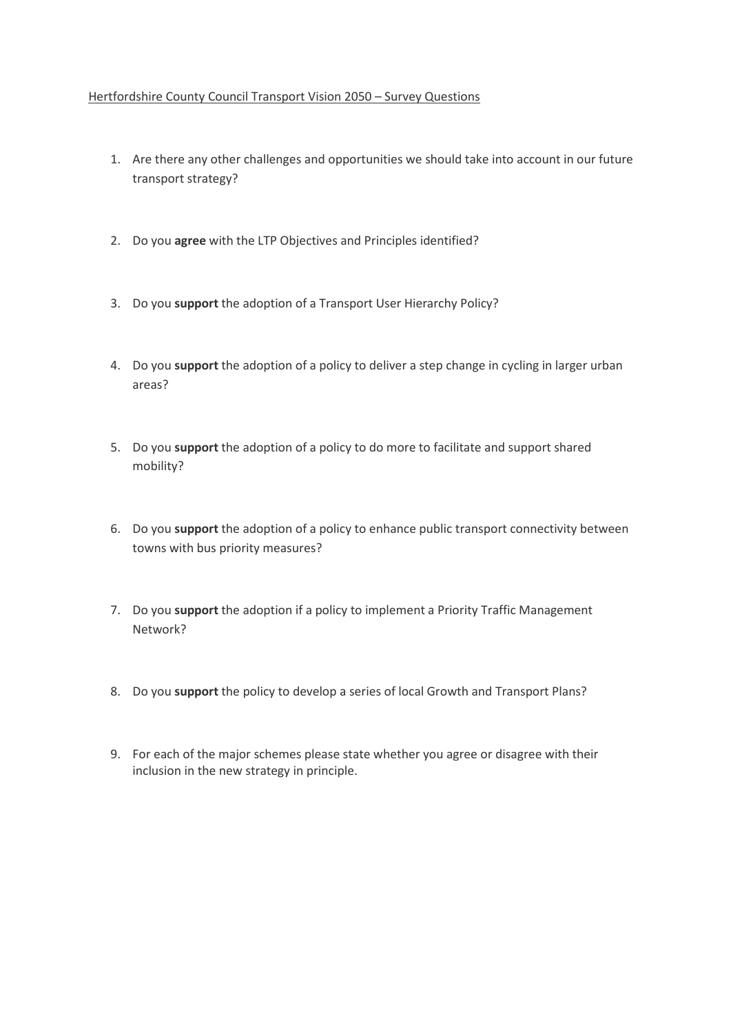Hertfordshire County Council Transport Vision 2050 – Survey Questions

1. Are there any other challenges and opportunities we should take into account in our future transport strategy?

2. Do you **agree** with the LTP Objectives and Principles identified?

3. Do you **support** the adoption of a Transport User Hierarchy Policy?

4. Do you **support** the adoption of a policy to deliver a step change in cycling in larger urban areas?

5. Do you **support** the adoption of a policy to do more to facilitate and support shared mobility?

6. Do you **support** the adoption of a policy to enhance public transport connectivity between towns with bus priority measures?

7. Do you **support** the adoption if a policy to implement a Priority Traffic Management Network?

8. Do you **support** the policy to develop a series of local Growth and Transport Plans?

9. For each of the major schemes please state whether you agree or disagree with their inclusion in the new strategy in principle.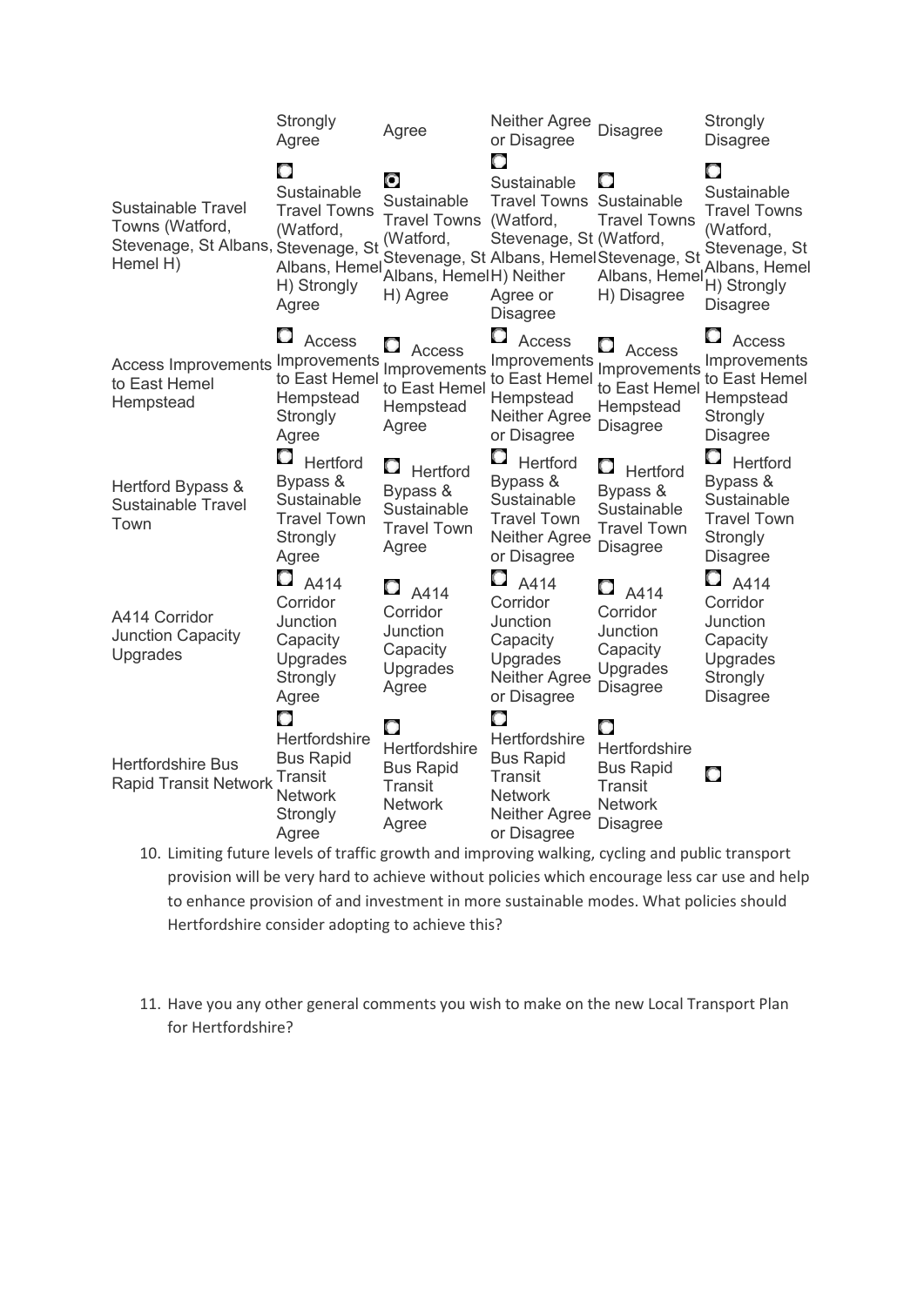| | Strongly Agree | Agree | Neither Agree or Disagree | Disagree | Strongly Disagree |
|---|---|---|---|---|---|
| Sustainable Travel Towns (Watford, Stevenage, St Albans, Hemel H) | ○ Sustainable Travel Towns (Watford, Stevenage, St Albans, Hemel H) Strongly Agree | ◉ Sustainable Travel Towns (Watford, Stevenage, St Albans, Hemel H) Agree | ○ Sustainable Travel Towns (Watford, Stevenage, St Albans, Hemel H) Neither Agree or Disagree | ○ Sustainable Travel Towns (Watford, Stevenage, St Albans, Hemel H) Disagree | ○ Sustainable Travel Towns (Watford, Stevenage, St Albans, Hemel H) Strongly Disagree |
| Access Improvements to East Hemel Hempstead | ○ Access Improvements to East Hemel Hempstead Strongly Agree | ○ Access Improvements to East Hemel Hempstead Agree | ○ Access Improvements to East Hemel Hempstead Neither Agree or Disagree | ○ Access Improvements to East Hemel Hempstead Disagree | ○ Access Improvements to East Hemel Hempstead Strongly Disagree |
| Hertford Bypass & Sustainable Travel Town | ○ Hertford Bypass & Sustainable Travel Town Strongly Agree | ○ Hertford Bypass & Sustainable Travel Town Agree | ○ Hertford Bypass & Sustainable Travel Town Neither Agree or Disagree | ○ Hertford Bypass & Sustainable Travel Town Disagree | ○ Hertford Bypass & Sustainable Travel Town Strongly Disagree |
| A414 Corridor Junction Capacity Upgrades | ○ A414 Corridor Junction Capacity Upgrades Strongly Agree | ○ A414 Corridor Junction Capacity Upgrades Agree | ○ A414 Corridor Junction Capacity Upgrades Neither Agree or Disagree | ○ A414 Corridor Junction Capacity Upgrades Disagree | ○ A414 Corridor Junction Capacity Upgrades Strongly Disagree |
| Hertfordshire Bus Rapid Transit Network | ○ Hertfordshire Bus Rapid Transit Network Strongly Agree | ○ Hertfordshire Bus Rapid Transit Network Agree | ○ Hertfordshire Bus Rapid Transit Network Neither Agree or Disagree | ○ Hertfordshire Bus Rapid Transit Network Disagree | ○ |

10. Limiting future levels of traffic growth and improving walking, cycling and public transport provision will be very hard to achieve without policies which encourage less car use and help to enhance provision of and investment in more sustainable modes. What policies should Hertfordshire consider adopting to achieve this?

11. Have you any other general comments you wish to make on the new Local Transport Plan for Hertfordshire?